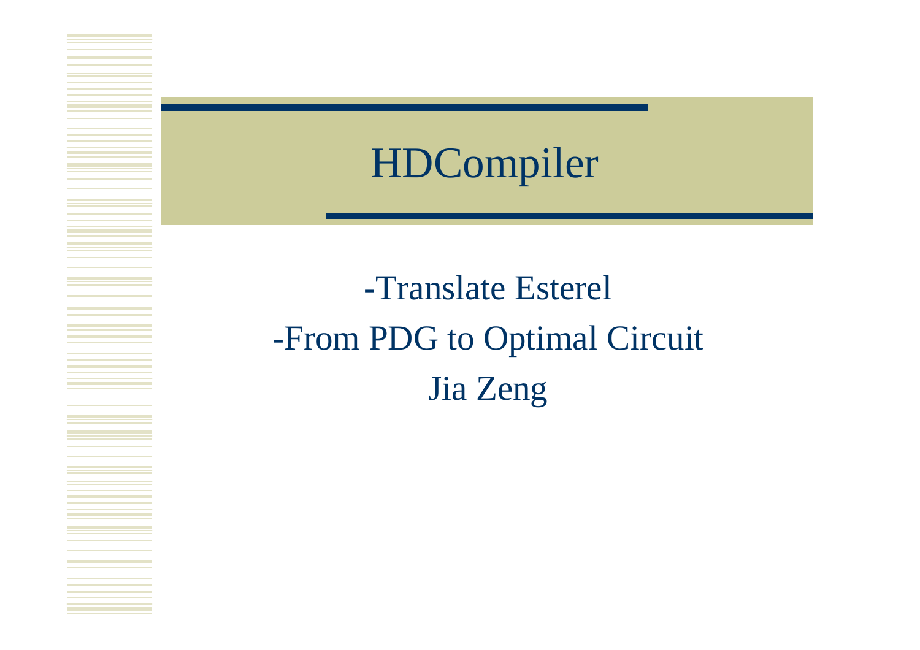# HDCompiler

-Translate Esterel

-From PDG to Optimal Circuit

Jia Zeng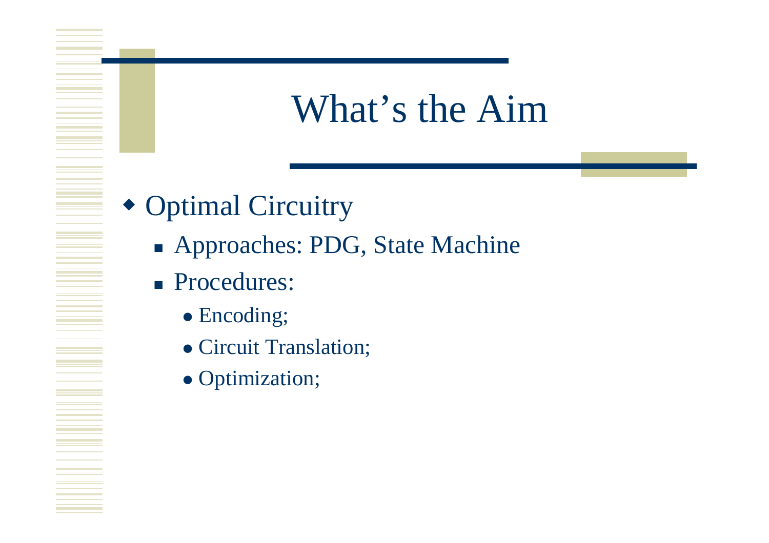# What's the Aim

- Optimal Circuitry
  - Approaches: PDG, State Machine
  - Procedures:
    - Encoding;
    - Circuit Translation;
    - Optimization;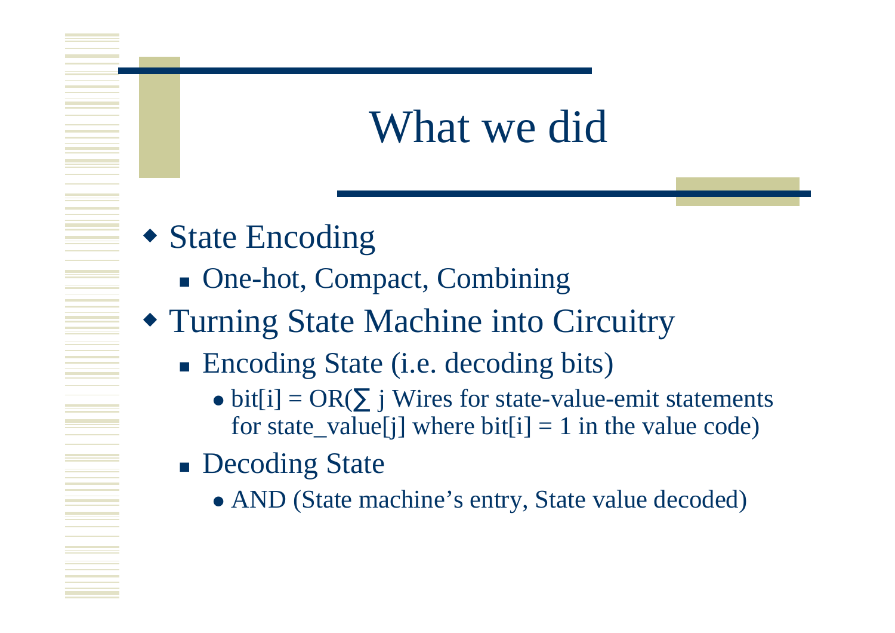# What we did

- State Encoding
  - One-hot, Compact, Combining
- Turning State Machine into Circuitry
  - Encoding State (i.e. decoding bits)
    - bit[i] = OR(∑ j Wires for state-value-emit statements for state_value[j] where bit[i] = 1 in the value code)
  - Decoding State
    - AND (State machine's entry, State value decoded)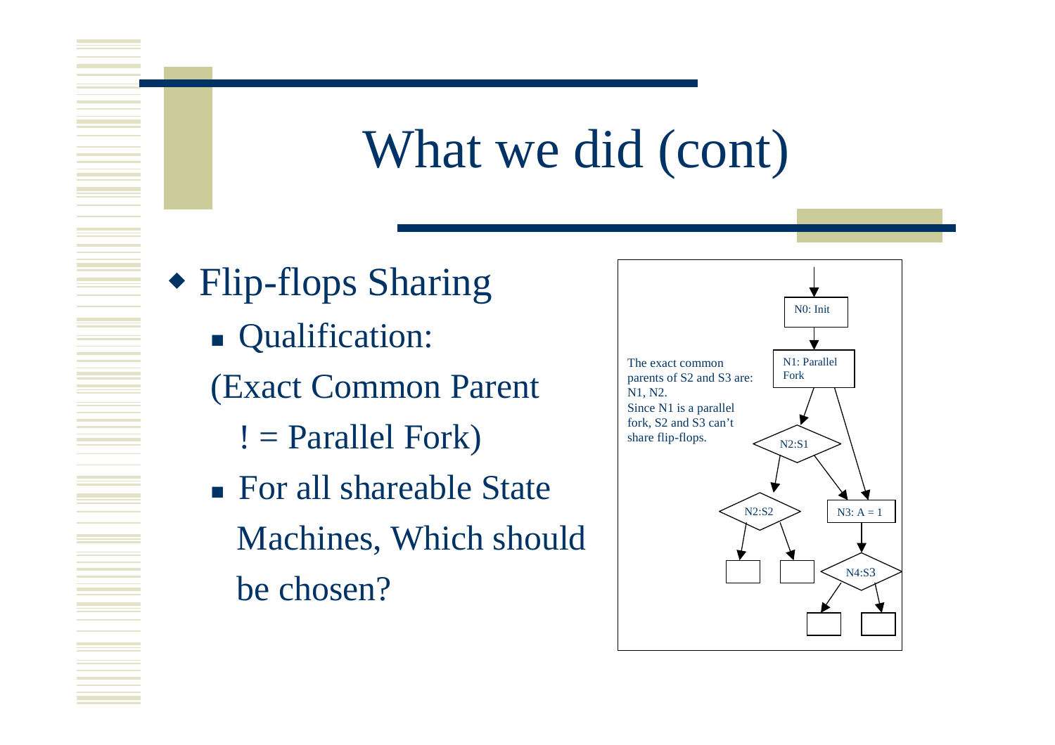# What we did (cont)

- Flip-flops Sharing
  - Qualification:

    (Exact Common Parent

    != Parallel Fork)
  - For all shareable State Machines, Which should be chosen?

N0: Init

N1: Parallel Fork

N2:S1

N2:S2

N3: A = 1

N4:S3

The exact common parents of S2 and S3 are: N1, N2.
Since N1 is a parallel fork, S2 and S3 can't share flip-flops.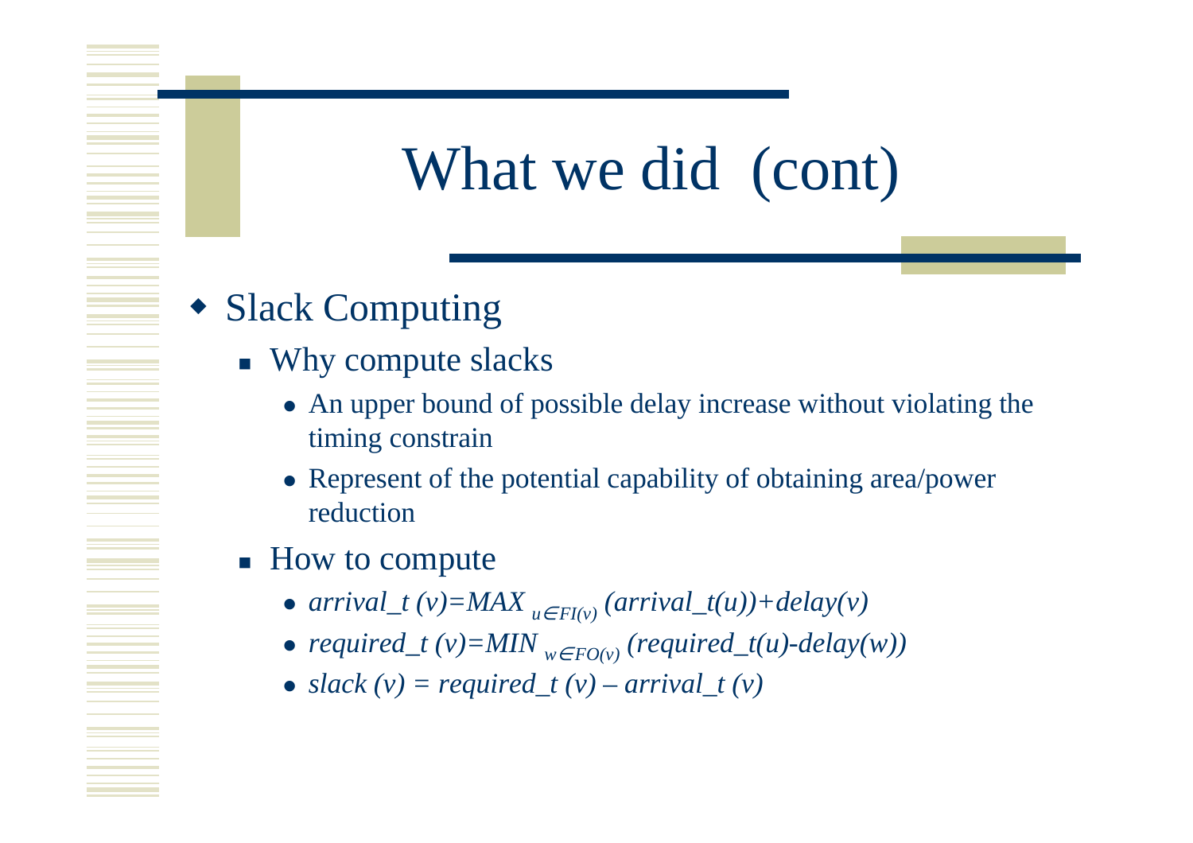# What we did (cont)

- Slack Computing
  - Why compute slacks
    - An upper bound of possible delay increase without violating the timing constrain
    - Represent of the potential capability of obtaining area/power reduction
  - How to compute
    - $arrival\_t\,(v)=MAX_{u \in FI(v)}\,(arrival\_t(u))+delay(v)$
    - $required\_t\,(v)=MIN_{w \in FO(v)}\,(required\_t(u)-delay(w))$
    - $slack\,(v) = required\_t\,(v) - arrival\_t\,(v)$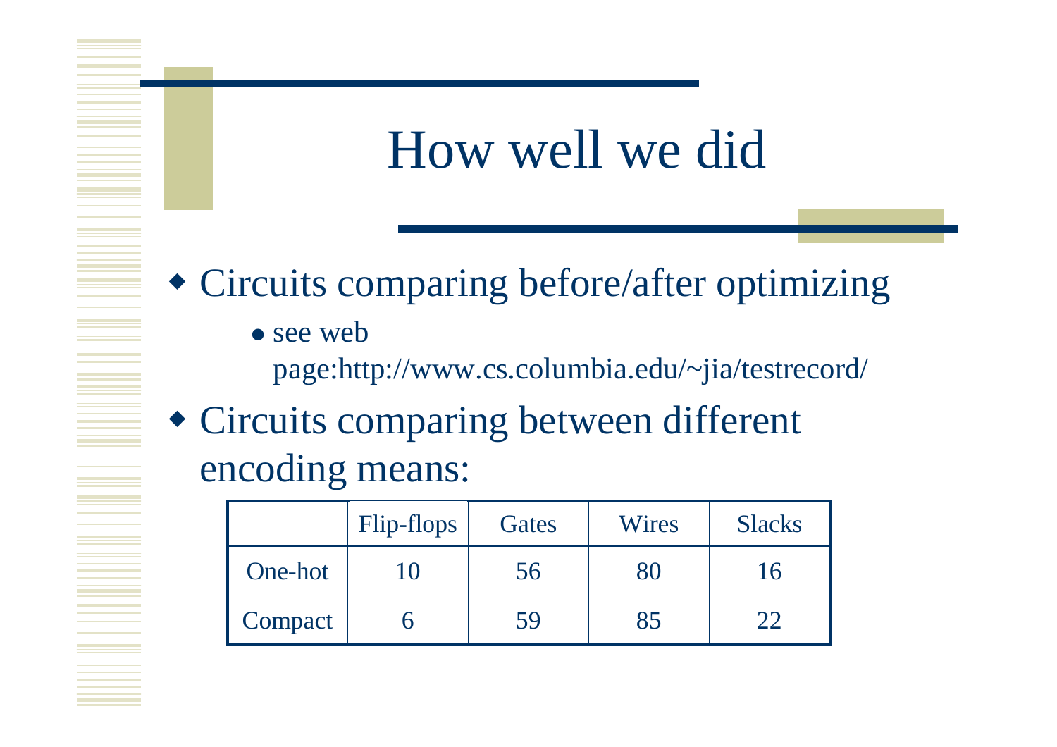# How well we did

- Circuits comparing before/after optimizing
  - see web page:http://www.cs.columbia.edu/~jia/testrecord/
- Circuits comparing between different encoding means:

| | Flip-flops | Gates | Wires | Slacks |
|---|---|---|---|---|
| One-hot | 10 | 56 | 80 | 16 |
| Compact | 6 | 59 | 85 | 22 |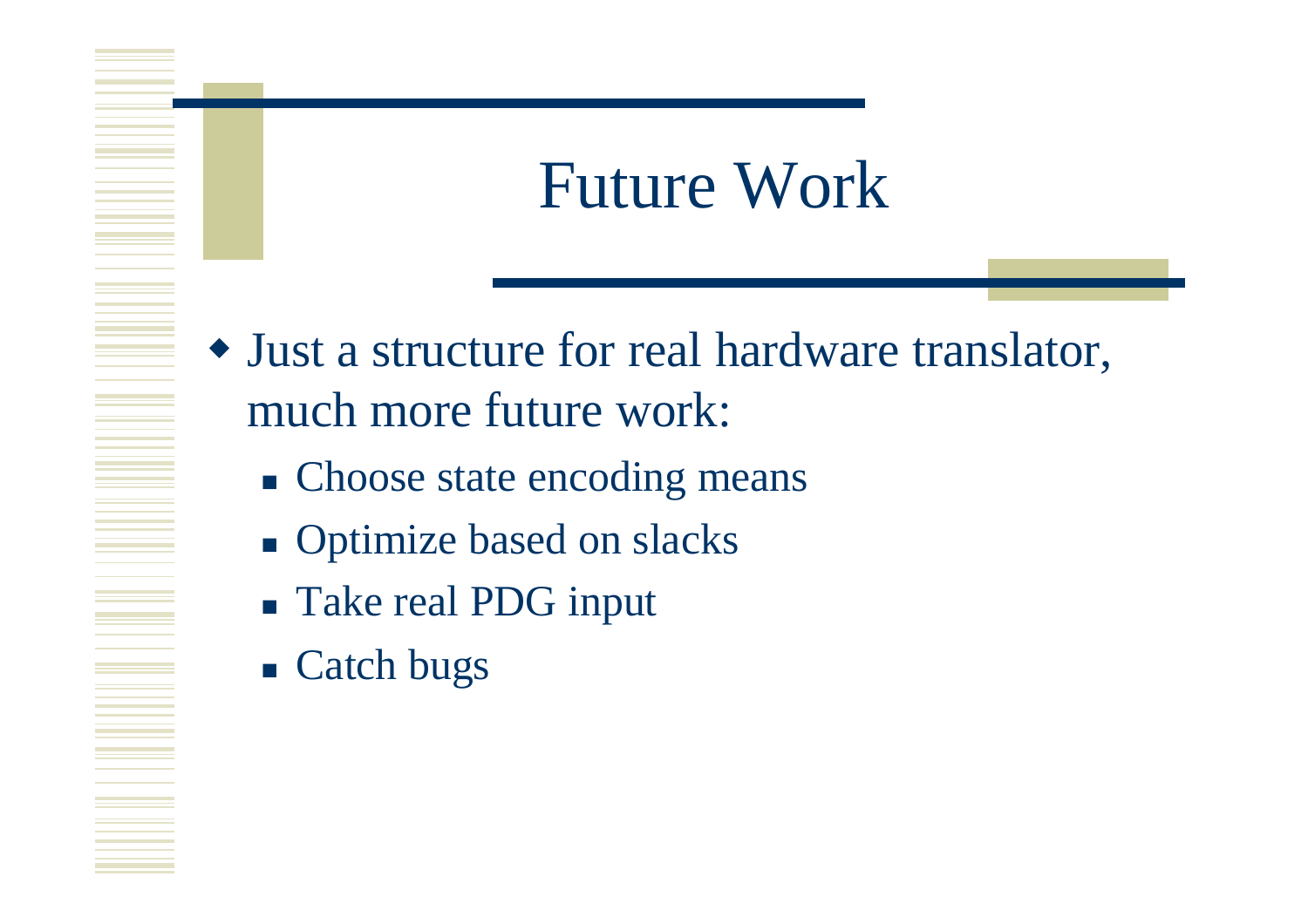# Future Work

- Just a structure for real hardware translator, much more future work:
  - Choose state encoding means
  - Optimize based on slacks
  - Take real PDG input
  - Catch bugs